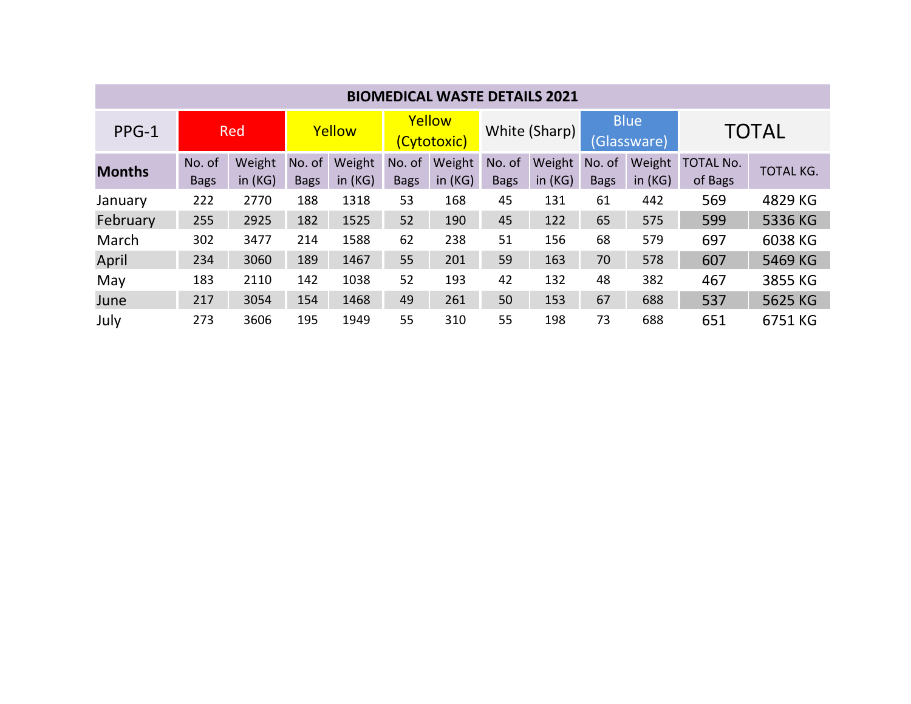**BIOMEDICAL WASTE DETAILS 2021**

| PPG-1 | Red | | Yellow | | Yellow (Cytotoxic) | | White (Sharp) | | Blue (Glassware) | | TOTAL | |
|---|---|---|---|---|---|---|---|---|---|---|---|---|
| **Months** | No. of Bags | Weight in (KG) | No. of Bags | Weight in (KG) | No. of Bags | Weight in (KG) | No. of Bags | Weight in (KG) | No. of Bags | Weight in (KG) | TOTAL No. of Bags | TOTAL KG. |
| January | 222 | 2770 | 188 | 1318 | 53 | 168 | 45 | 131 | 61 | 442 | 569 | 4829 KG |
| February | 255 | 2925 | 182 | 1525 | 52 | 190 | 45 | 122 | 65 | 575 | 599 | 5336 KG |
| March | 302 | 3477 | 214 | 1588 | 62 | 238 | 51 | 156 | 68 | 579 | 697 | 6038 KG |
| April | 234 | 3060 | 189 | 1467 | 55 | 201 | 59 | 163 | 70 | 578 | 607 | 5469 KG |
| May | 183 | 2110 | 142 | 1038 | 52 | 193 | 42 | 132 | 48 | 382 | 467 | 3855 KG |
| June | 217 | 3054 | 154 | 1468 | 49 | 261 | 50 | 153 | 67 | 688 | 537 | 5625 KG |
| July | 273 | 3606 | 195 | 1949 | 55 | 310 | 55 | 198 | 73 | 688 | 651 | 6751 KG |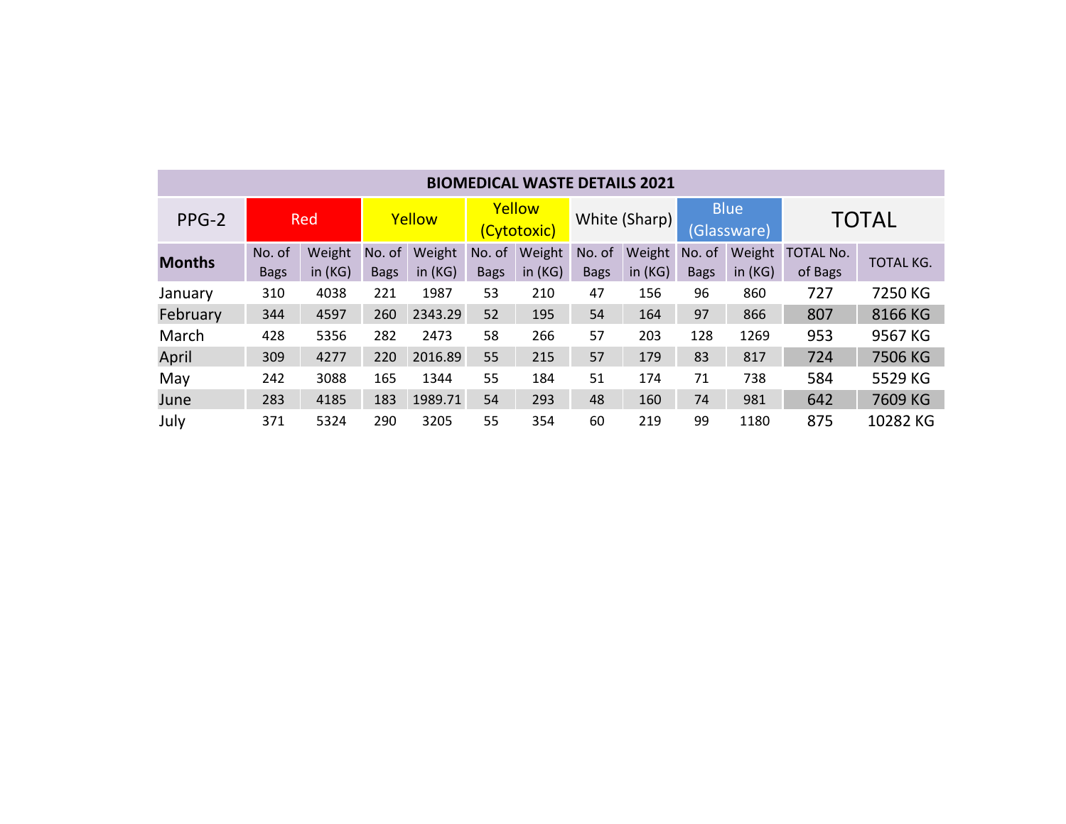| BIOMEDICAL WASTE DETAILS 2021 | | | | | | | | | | | | |
|---|---|---|---|---|---|---|---|---|---|---|---|---|
| PPG-2 | Red | | Yellow | | Yellow (Cytotoxic) | | White (Sharp) | | Blue (Glassware) | | TOTAL | |
| Months | No. of Bags | Weight in (KG) | No. of Bags | Weight in (KG) | No. of Bags | Weight in (KG) | No. of Bags | Weight in (KG) | No. of Bags | Weight in (KG) | TOTAL No. of Bags | TOTAL KG. |
| January | 310 | 4038 | 221 | 1987 | 53 | 210 | 47 | 156 | 96 | 860 | 727 | 7250 KG |
| February | 344 | 4597 | 260 | 2343.29 | 52 | 195 | 54 | 164 | 97 | 866 | 807 | 8166 KG |
| March | 428 | 5356 | 282 | 2473 | 58 | 266 | 57 | 203 | 128 | 1269 | 953 | 9567 KG |
| April | 309 | 4277 | 220 | 2016.89 | 55 | 215 | 57 | 179 | 83 | 817 | 724 | 7506 KG |
| May | 242 | 3088 | 165 | 1344 | 55 | 184 | 51 | 174 | 71 | 738 | 584 | 5529 KG |
| June | 283 | 4185 | 183 | 1989.71 | 54 | 293 | 48 | 160 | 74 | 981 | 642 | 7609 KG |
| July | 371 | 5324 | 290 | 3205 | 55 | 354 | 60 | 219 | 99 | 1180 | 875 | 10282 KG |